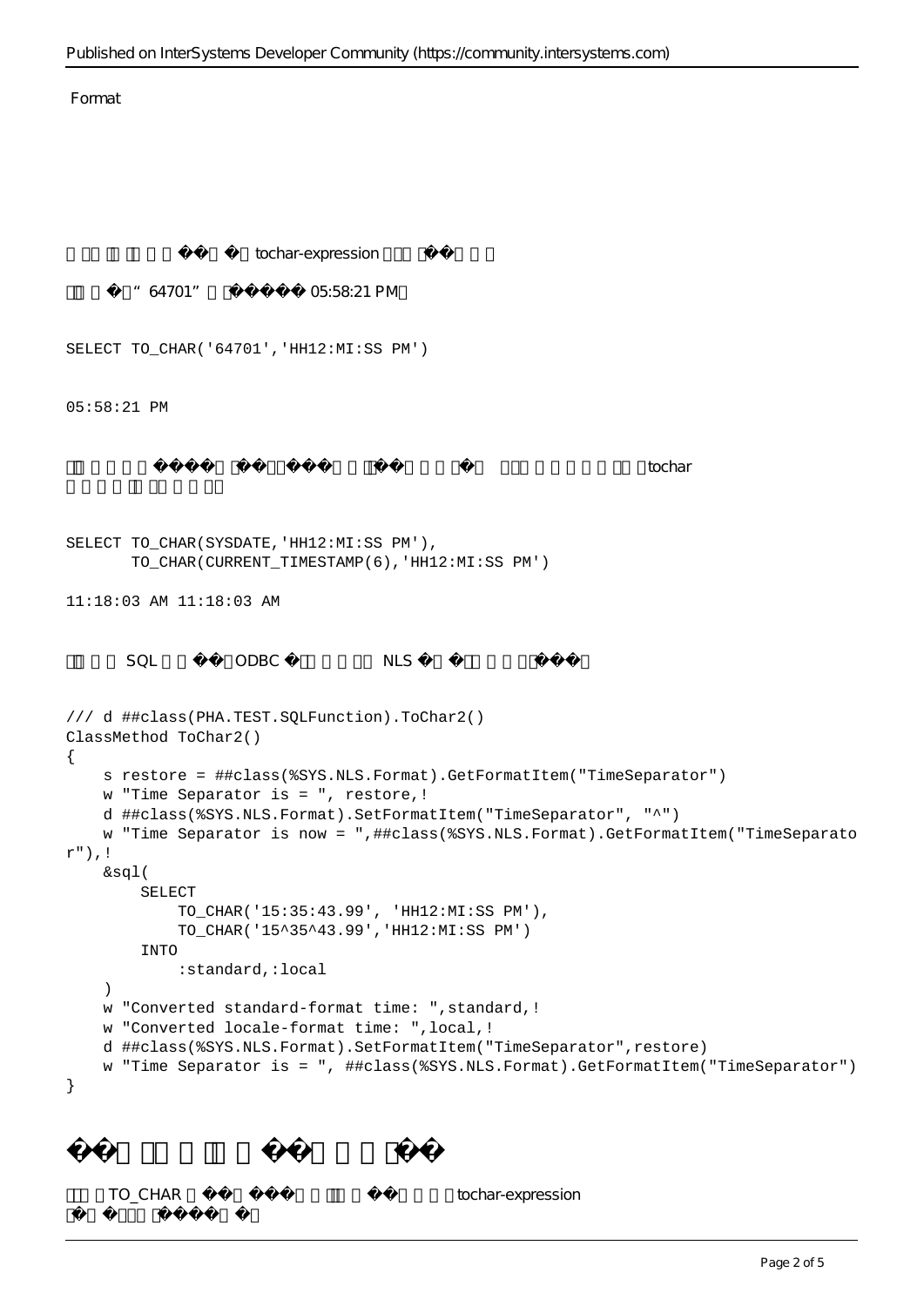Format

tochar-expression

“64701” 05:58:21 PM

```
SELECT TO_CHAR('64701','HH12:MI:SS PM')
```

```
05:58:21 PM
```

tochar

```
SELECT TO_CHAR(SYSDATE,'HH12:MI:SS PM'),
       TO_CHAR(CURRENT_TIMESTAMP(6),'HH12:MI:SS PM')
```

```
11:18:03 AM 11:18:03 AM
```

SQL ODBC NLS

```
/// d ##class(PHA.TEST.SQLFunction).ToChar2()
ClassMethod ToChar2()
{
    s restore = ##class(%SYS.NLS.Format).GetFormatItem("TimeSeparator")
    w "Time Separator is = ", restore,!
    d ##class(%SYS.NLS.Format).SetFormatItem("TimeSeparator", "^")
    w "Time Separator is now = ",##class(%SYS.NLS.Format).GetFormatItem("TimeSeparator"),!
    &sql(
        SELECT
            TO_CHAR('15:35:43.99', 'HH12:MI:SS PM'),
            TO_CHAR('15^35^43.99','HH12:MI:SS PM')
        INTO
            :standard,:local
    )
    w "Converted standard-format time: ",standard,!
    w "Converted locale-format time: ",local,!
    d ##class(%SYS.NLS.Format).SetFormatItem("TimeSeparator",restore)
    w "Time Separator is = ", ##class(%SYS.NLS.Format).GetFormatItem("TimeSeparator")
}
```

TO_CHAR tochar-expression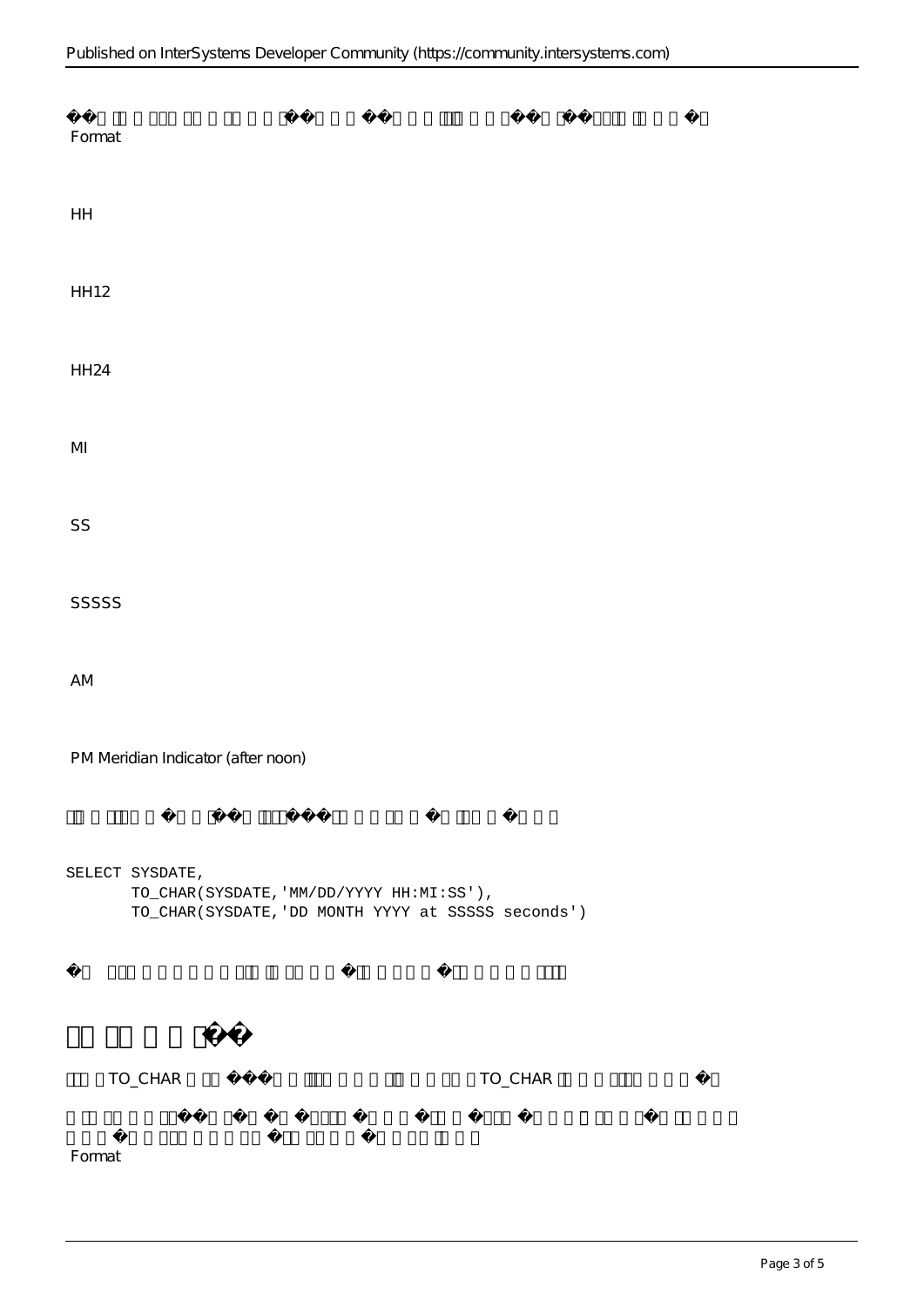Format

HH

HH12

HH24

MI

SS

SSSSS

AM

PM Meridian Indicator (after noon)

```
SELECT SYSDATE,
       TO_CHAR(SYSDATE,'MM/DD/YYYY HH:MI:SS'),
       TO_CHAR(SYSDATE,'DD MONTH YYYY at SSSSS seconds')
```

TO_CHAR TO_CHAR

Format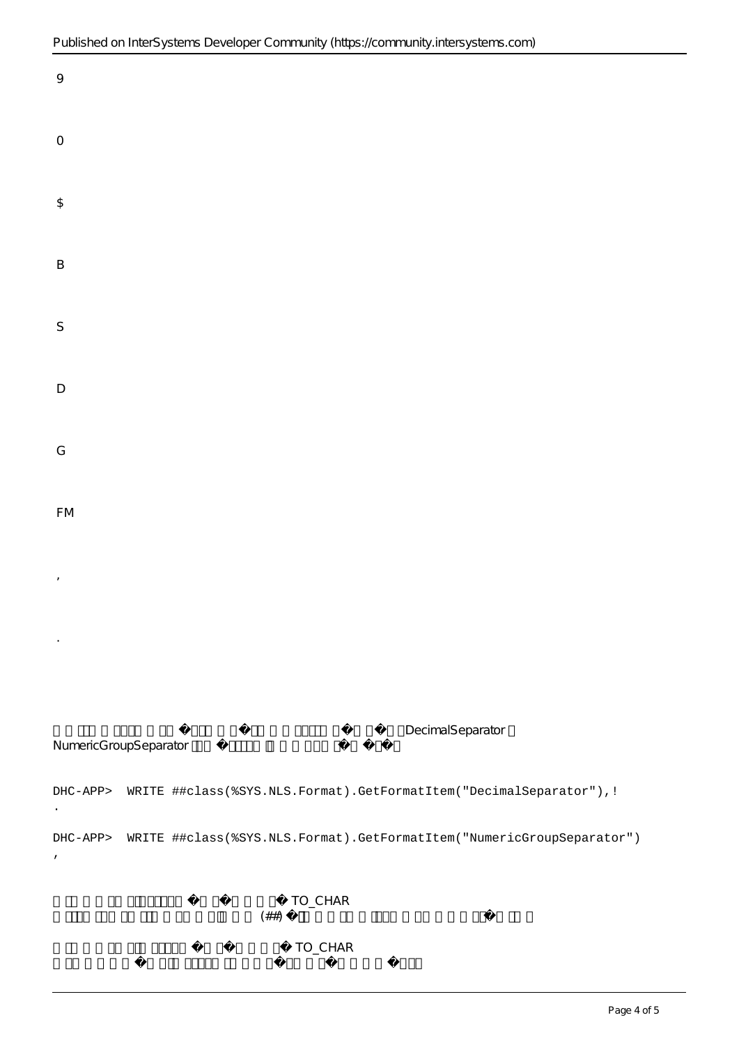9

0

$

B

S

D

G

FM

,

.

DecimalSeparator NumericGroupSeparator

```
DHC-APP>  WRITE ##class(%SYS.NLS.Format).GetFormatItem("DecimalSeparator"),!
.

DHC-APP>  WRITE ##class(%SYS.NLS.Format).GetFormatItem("NumericGroupSeparator")
,
```

TO_CHAR (##)

TO_CHAR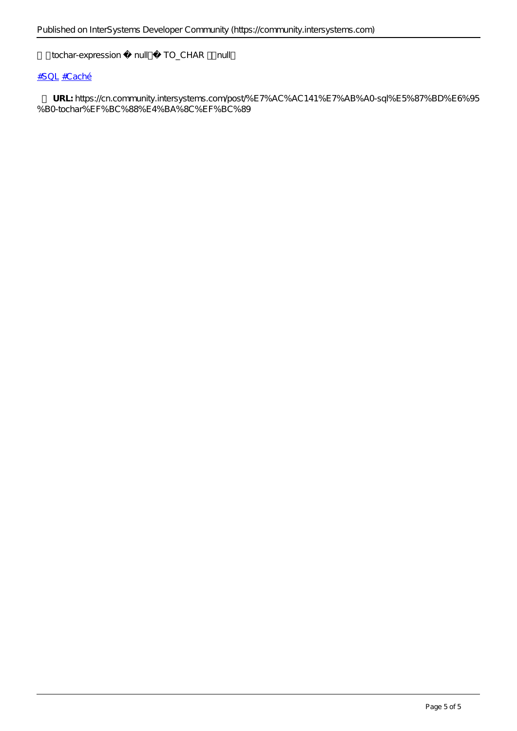□□tochar-expression � null□� TO_CHAR □□null□

#SQL #Caché

□ **URL:** https://cn.community.intersystems.com/post/%E7%AC%AC141%E7%AB%A0-sql%E5%87%BD%E6%95%B0-tochar%EF%BC%88%E4%BA%8C%EF%BC%89